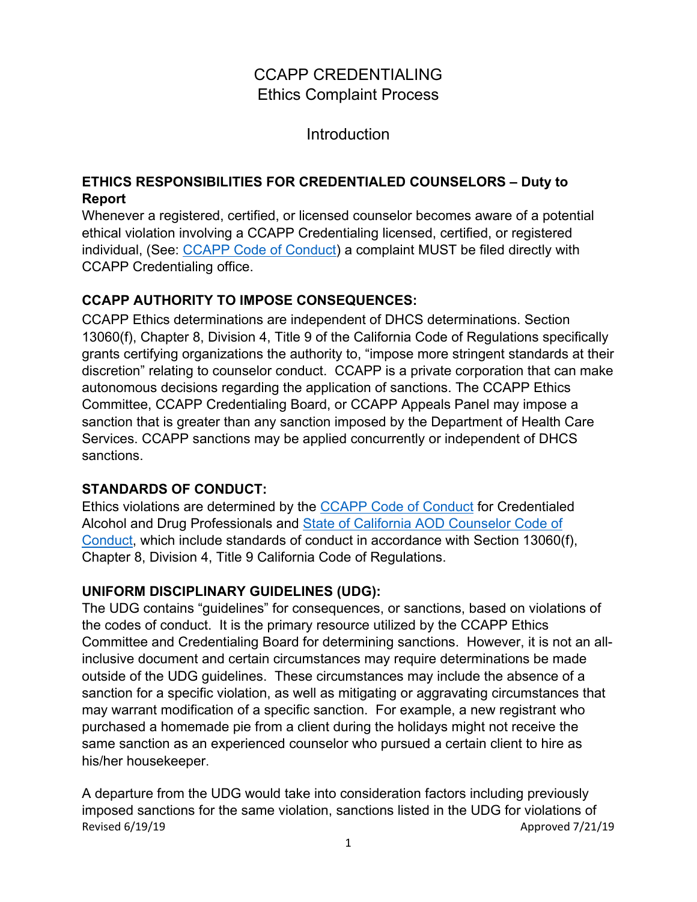# CCAPP CREDENTIALING
# Ethics Complaint Process

## Introduction

**ETHICS RESPONSIBILITIES FOR CREDENTIALED COUNSELORS – Duty to Report**

Whenever a registered, certified, or licensed counselor becomes aware of a potential ethical violation involving a CCAPP Credentialing licensed, certified, or registered individual, (See: CCAPP Code of Conduct) a complaint MUST be filed directly with CCAPP Credentialing office.

**CCAPP AUTHORITY TO IMPOSE CONSEQUENCES:**

CCAPP Ethics determinations are independent of DHCS determinations. Section 13060(f), Chapter 8, Division 4, Title 9 of the California Code of Regulations specifically grants certifying organizations the authority to, "impose more stringent standards at their discretion" relating to counselor conduct. CCAPP is a private corporation that can make autonomous decisions regarding the application of sanctions. The CCAPP Ethics Committee, CCAPP Credentialing Board, or CCAPP Appeals Panel may impose a sanction that is greater than any sanction imposed by the Department of Health Care Services. CCAPP sanctions may be applied concurrently or independent of DHCS sanctions.

**STANDARDS OF CONDUCT:**

Ethics violations are determined by the CCAPP Code of Conduct for Credentialed Alcohol and Drug Professionals and State of California AOD Counselor Code of Conduct, which include standards of conduct in accordance with Section 13060(f), Chapter 8, Division 4, Title 9 California Code of Regulations.

**UNIFORM DISCIPLINARY GUIDELINES (UDG):**

The UDG contains "guidelines" for consequences, or sanctions, based on violations of the codes of conduct. It is the primary resource utilized by the CCAPP Ethics Committee and Credentialing Board for determining sanctions. However, it is not an all-inclusive document and certain circumstances may require determinations be made outside of the UDG guidelines. These circumstances may include the absence of a sanction for a specific violation, as well as mitigating or aggravating circumstances that may warrant modification of a specific sanction. For example, a new registrant who purchased a homemade pie from a client during the holidays might not receive the same sanction as an experienced counselor who pursued a certain client to hire as his/her housekeeper.

A departure from the UDG would take into consideration factors including previously imposed sanctions for the same violation, sanctions listed in the UDG for violations of

Revised 6/19/19 Approved 7/21/19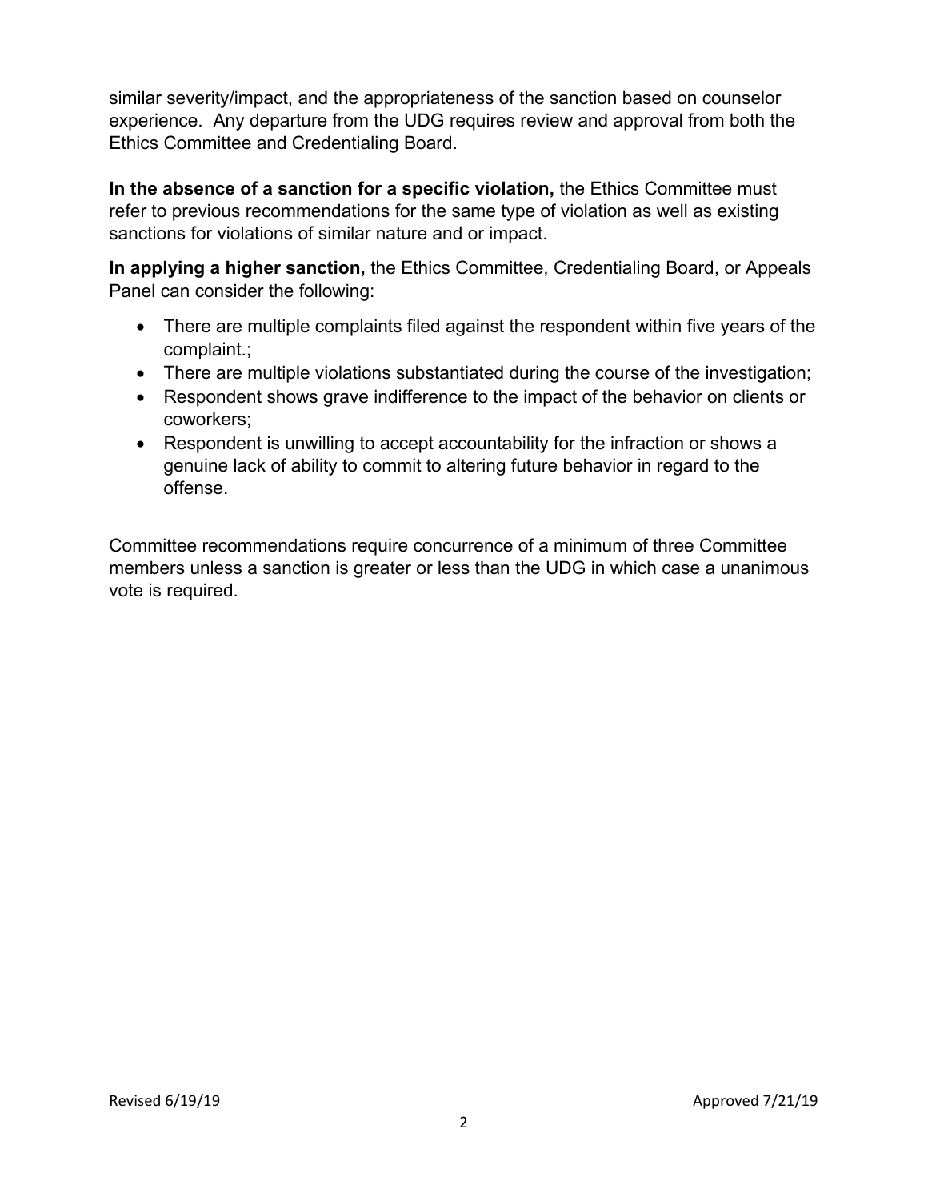similar severity/impact, and the appropriateness of the sanction based on counselor experience. Any departure from the UDG requires review and approval from both the Ethics Committee and Credentialing Board.

**In the absence of a sanction for a specific violation,** the Ethics Committee must refer to previous recommendations for the same type of violation as well as existing sanctions for violations of similar nature and or impact.

**In applying a higher sanction,** the Ethics Committee, Credentialing Board, or Appeals Panel can consider the following:

- There are multiple complaints filed against the respondent within five years of the complaint.;
- There are multiple violations substantiated during the course of the investigation;
- Respondent shows grave indifference to the impact of the behavior on clients or coworkers;
- Respondent is unwilling to accept accountability for the infraction or shows a genuine lack of ability to commit to altering future behavior in regard to the offense.

Committee recommendations require concurrence of a minimum of three Committee members unless a sanction is greater or less than the UDG in which case a unanimous vote is required.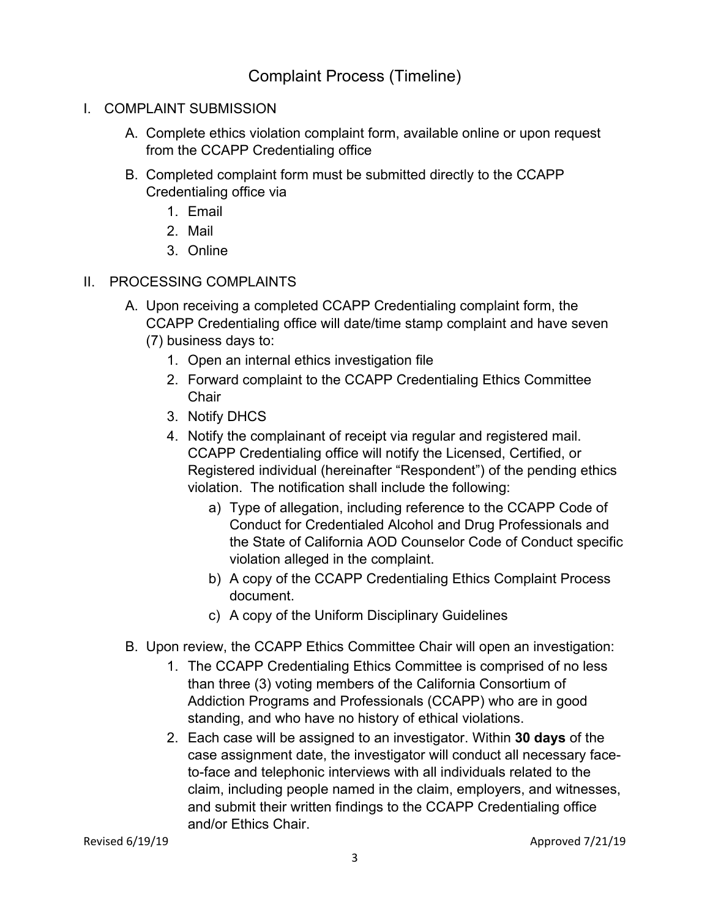# Complaint Process (Timeline)

I. COMPLAINT SUBMISSION

   A. Complete ethics violation complaint form, available online or upon request from the CCAPP Credentialing office

   B. Completed complaint form must be submitted directly to the CCAPP Credentialing office via
      1. Email
      2. Mail
      3. Online

II. PROCESSING COMPLAINTS

   A. Upon receiving a completed CCAPP Credentialing complaint form, the CCAPP Credentialing office will date/time stamp complaint and have seven (7) business days to:
      1. Open an internal ethics investigation file
      2. Forward complaint to the CCAPP Credentialing Ethics Committee Chair
      3. Notify DHCS
      4. Notify the complainant of receipt via regular and registered mail. CCAPP Credentialing office will notify the Licensed, Certified, or Registered individual (hereinafter "Respondent") of the pending ethics violation. The notification shall include the following:
         a) Type of allegation, including reference to the CCAPP Code of Conduct for Credentialed Alcohol and Drug Professionals and the State of California AOD Counselor Code of Conduct specific violation alleged in the complaint.
         b) A copy of the CCAPP Credentialing Ethics Complaint Process document.
         c) A copy of the Uniform Disciplinary Guidelines

   B. Upon review, the CCAPP Ethics Committee Chair will open an investigation:
      1. The CCAPP Credentialing Ethics Committee is comprised of no less than three (3) voting members of the California Consortium of Addiction Programs and Professionals (CCAPP) who are in good standing, and who have no history of ethical violations.
      2. Each case will be assigned to an investigator. Within **30 days** of the case assignment date, the investigator will conduct all necessary face-to-face and telephonic interviews with all individuals related to the claim, including people named in the claim, employers, and witnesses, and submit their written findings to the CCAPP Credentialing office and/or Ethics Chair.

Revised 6/19/19 Approved 7/21/19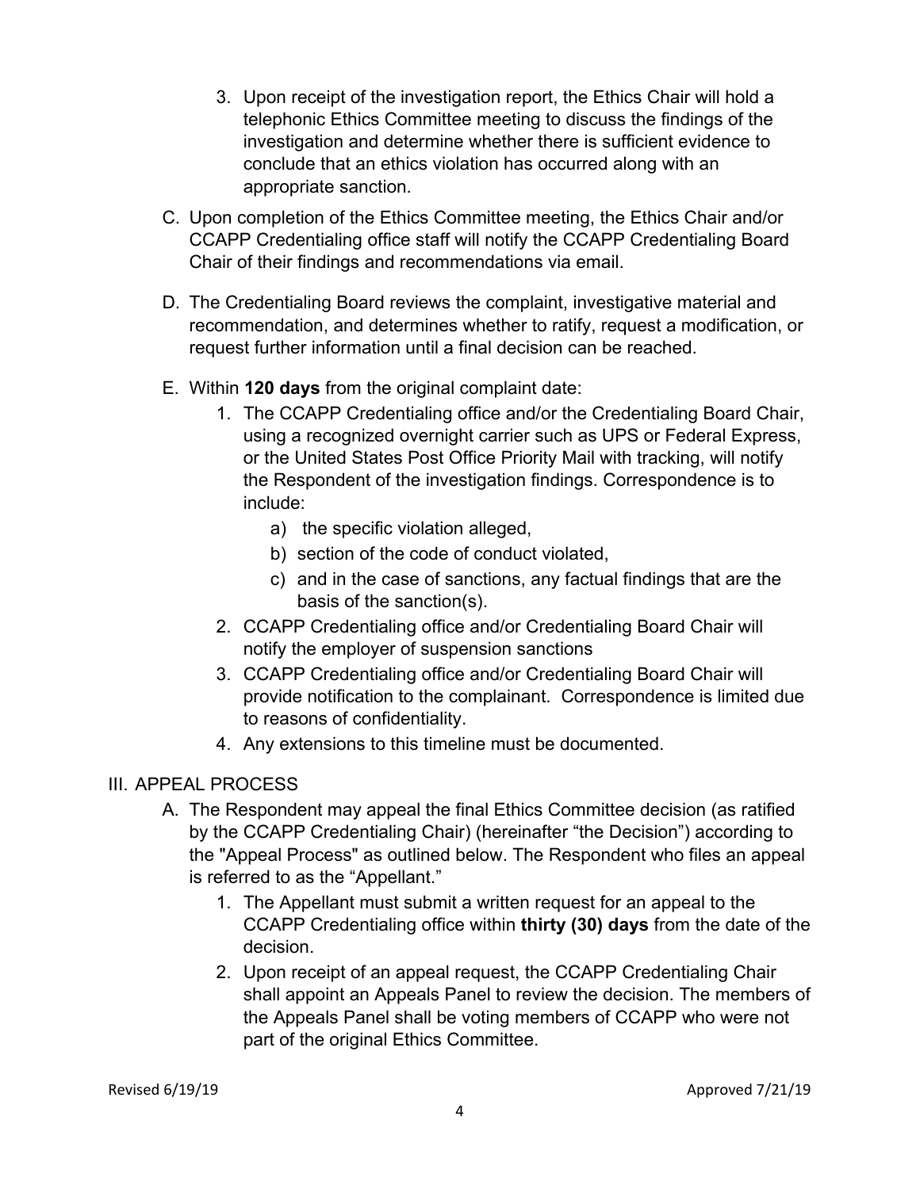3. Upon receipt of the investigation report, the Ethics Chair will hold a telephonic Ethics Committee meeting to discuss the findings of the investigation and determine whether there is sufficient evidence to conclude that an ethics violation has occurred along with an appropriate sanction.

C. Upon completion of the Ethics Committee meeting, the Ethics Chair and/or CCAPP Credentialing office staff will notify the CCAPP Credentialing Board Chair of their findings and recommendations via email.

D. The Credentialing Board reviews the complaint, investigative material and recommendation, and determines whether to ratify, request a modification, or request further information until a final decision can be reached.

E. Within **120 days** from the original complaint date:

1. The CCAPP Credentialing office and/or the Credentialing Board Chair, using a recognized overnight carrier such as UPS or Federal Express, or the United States Post Office Priority Mail with tracking, will notify the Respondent of the investigation findings. Correspondence is to include:
   - a) the specific violation alleged,
   - b) section of the code of conduct violated,
   - c) and in the case of sanctions, any factual findings that are the basis of the sanction(s).
2. CCAPP Credentialing office and/or Credentialing Board Chair will notify the employer of suspension sanctions
3. CCAPP Credentialing office and/or Credentialing Board Chair will provide notification to the complainant. Correspondence is limited due to reasons of confidentiality.
4. Any extensions to this timeline must be documented.

## III. APPEAL PROCESS

A. The Respondent may appeal the final Ethics Committee decision (as ratified by the CCAPP Credentialing Chair) (hereinafter "the Decision") according to the "Appeal Process" as outlined below. The Respondent who files an appeal is referred to as the "Appellant."

1. The Appellant must submit a written request for an appeal to the CCAPP Credentialing office within **thirty (30) days** from the date of the decision.
2. Upon receipt of an appeal request, the CCAPP Credentialing Chair shall appoint an Appeals Panel to review the decision. The members of the Appeals Panel shall be voting members of CCAPP who were not part of the original Ethics Committee.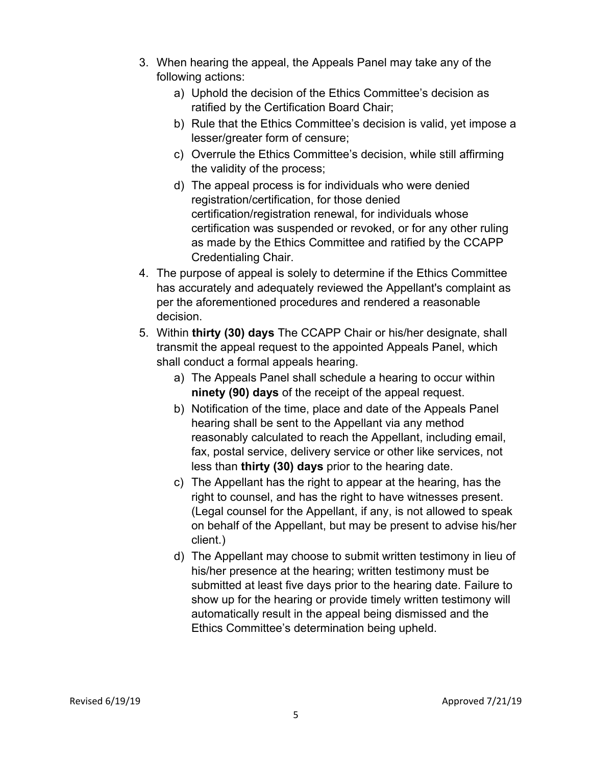3. When hearing the appeal, the Appeals Panel may take any of the following actions:
    a) Uphold the decision of the Ethics Committee's decision as ratified by the Certification Board Chair;
    b) Rule that the Ethics Committee's decision is valid, yet impose a lesser/greater form of censure;
    c) Overrule the Ethics Committee's decision, while still affirming the validity of the process;
    d) The appeal process is for individuals who were denied registration/certification, for those denied certification/registration renewal, for individuals whose certification was suspended or revoked, or for any other ruling as made by the Ethics Committee and ratified by the CCAPP Credentialing Chair.
4. The purpose of appeal is solely to determine if the Ethics Committee has accurately and adequately reviewed the Appellant's complaint as per the aforementioned procedures and rendered a reasonable decision.
5. Within **thirty (30) days** The CCAPP Chair or his/her designate, shall transmit the appeal request to the appointed Appeals Panel, which shall conduct a formal appeals hearing.
    a) The Appeals Panel shall schedule a hearing to occur within **ninety (90) days** of the receipt of the appeal request.
    b) Notification of the time, place and date of the Appeals Panel hearing shall be sent to the Appellant via any method reasonably calculated to reach the Appellant, including email, fax, postal service, delivery service or other like services, not less than **thirty (30) days** prior to the hearing date.
    c) The Appellant has the right to appear at the hearing, has the right to counsel, and has the right to have witnesses present. (Legal counsel for the Appellant, if any, is not allowed to speak on behalf of the Appellant, but may be present to advise his/her client.)
    d) The Appellant may choose to submit written testimony in lieu of his/her presence at the hearing; written testimony must be submitted at least five days prior to the hearing date. Failure to show up for the hearing or provide timely written testimony will automatically result in the appeal being dismissed and the Ethics Committee's determination being upheld.

Revised 6/19/19 Approved 7/21/19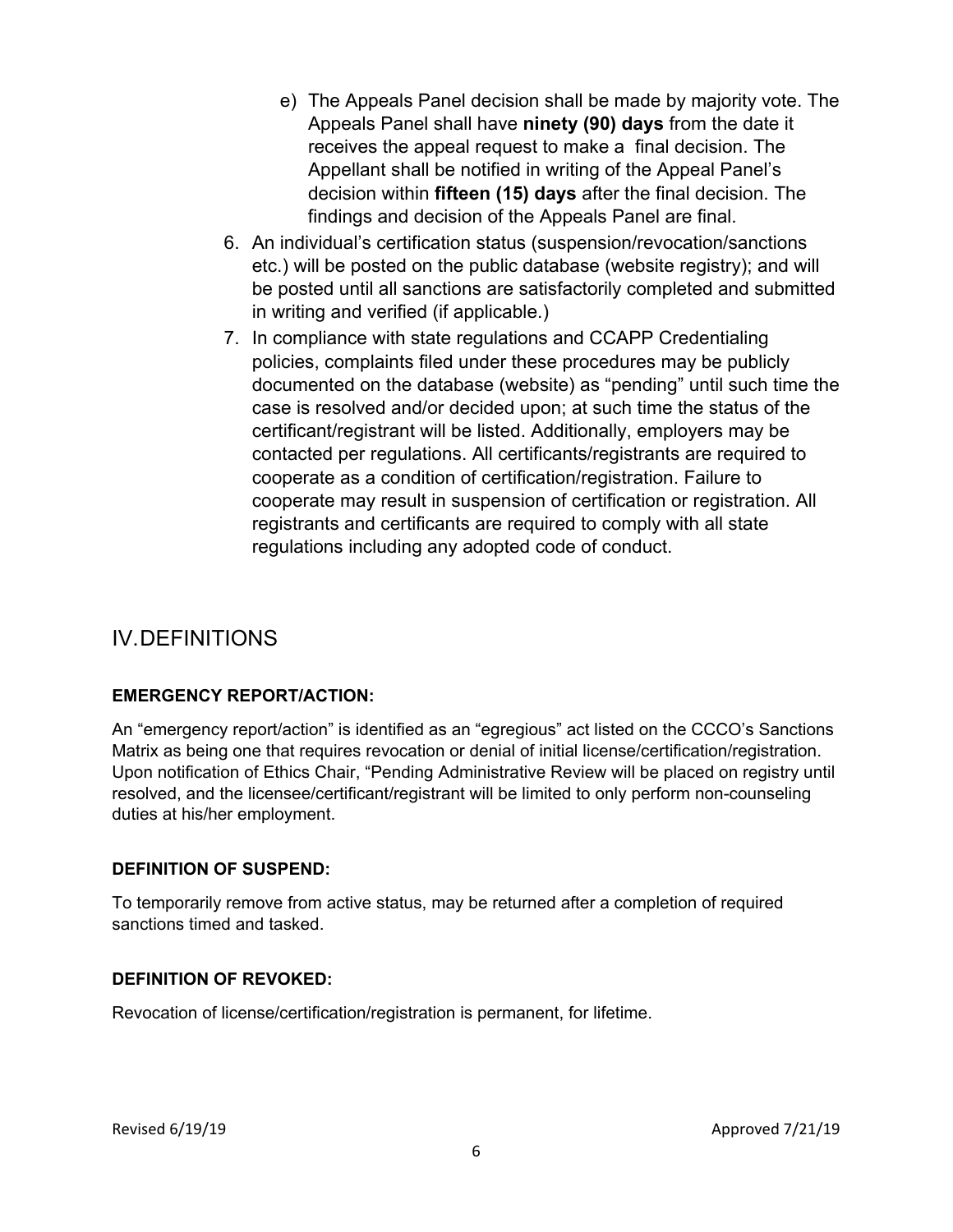e) The Appeals Panel decision shall be made by majority vote. The Appeals Panel shall have **ninety (90) days** from the date it receives the appeal request to make a final decision. The Appellant shall be notified in writing of the Appeal Panel's decision within **fifteen (15) days** after the final decision. The findings and decision of the Appeals Panel are final.

6. An individual's certification status (suspension/revocation/sanctions etc.) will be posted on the public database (website registry); and will be posted until all sanctions are satisfactorily completed and submitted in writing and verified (if applicable.)
7. In compliance with state regulations and CCAPP Credentialing policies, complaints filed under these procedures may be publicly documented on the database (website) as "pending" until such time the case is resolved and/or decided upon; at such time the status of the certificant/registrant will be listed. Additionally, employers may be contacted per regulations. All certificants/registrants are required to cooperate as a condition of certification/registration. Failure to cooperate may result in suspension of certification or registration. All registrants and certificants are required to comply with all state regulations including any adopted code of conduct.

## IV. DEFINITIONS

**EMERGENCY REPORT/ACTION:**

An "emergency report/action" is identified as an "egregious" act listed on the CCCO's Sanctions Matrix as being one that requires revocation or denial of initial license/certification/registration. Upon notification of Ethics Chair, "Pending Administrative Review will be placed on registry until resolved, and the licensee/certificant/registrant will be limited to only perform non-counseling duties at his/her employment.

**DEFINITION OF SUSPEND:**

To temporarily remove from active status, may be returned after a completion of required sanctions timed and tasked.

**DEFINITION OF REVOKED:**

Revocation of license/certification/registration is permanent, for lifetime.

Revised 6/19/19 Approved 7/21/19